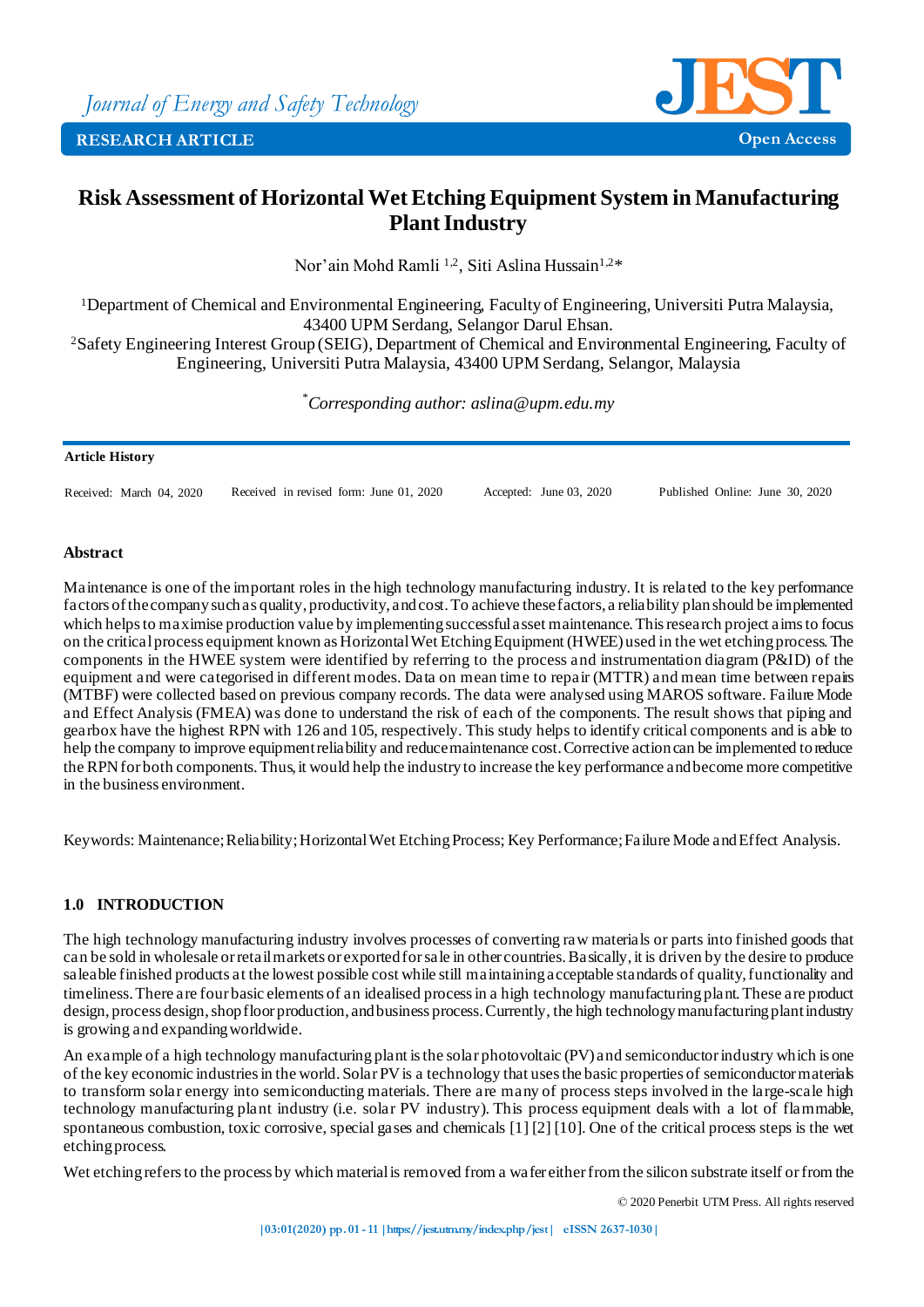# Risk Assessment of Horizontal Wet Etching Equipment System in Manufacturing Plant Industry

Nor'ain Mohd Ramli [1,2], Siti Aslina Hussain[1,2]*

[1]Department of Chemical and Environmental Engineering, Faculty of Engineering, Universiti Putra Malaysia, 43400 UPM Serdang, Selangor Darul Ehsan.
[2]Safety Engineering Interest Group (SEIG), Department of Chemical and Environmental Engineering, Faculty of Engineering, Universiti Putra Malaysia, 43400 UPM Serdang, Selangor, Malaysia

*Corresponding author: aslina@upm.edu.my

**Article History**

Received: March 04, 2020 Received in revised form: June 01, 2020 Accepted: June 03, 2020 Published Online: June 30, 2020

## Abstract

Maintenance is one of the important roles in the high technology manufacturing industry. It is related to the key performance factors of the company such as quality, productivity, and cost. To achieve these factors, a reliability plan should be implemented which helps to maximise production value by implementing successful asset maintenance. This research project aims to focus on the critical process equipment known as Horizontal Wet Etching Equipment (HWEE) used in the wet etching process. The components in the HWEE system were identified by referring to the process and instrumentation diagram (P&ID) of the equipment and were categorised in different modes. Data on mean time to repair (MTTR) and mean time between repairs (MTBF) were collected based on previous company records. The data were analysed using MAROS software. Failure Mode and Effect Analysis (FMEA) was done to understand the risk of each of the components. The result shows that piping and gearbox have the highest RPN with 126 and 105, respectively. This study helps to identify critical components and is able to help the company to improve equipment reliability and reduce maintenance cost. Corrective action can be implemented to reduce the RPN for both components. Thus, it would help the industry to increase the key performance and become more competitive in the business environment.

Keywords: Maintenance; Reliability; Horizontal Wet Etching Process; Key Performance; Failure Mode and Effect Analysis.

## 1.0 INTRODUCTION

The high technology manufacturing industry involves processes of converting raw materials or parts into finished goods that can be sold in wholesale or retail markets or exported for sale in other countries. Basically, it is driven by the desire to produce saleable finished products at the lowest possible cost while still maintaining acceptable standards of quality, functionality and timeliness. There are four basic elements of an idealised process in a high technology manufacturing plant. These are product design, process design, shop floor production, and business process. Currently, the high technology manufacturing plant industry is growing and expanding worldwide.

An example of a high technology manufacturing plant is the solar photovoltaic (PV) and semiconductor industry which is one of the key economic industries in the world. Solar PV is a technology that uses the basic properties of semiconductor materials to transform solar energy into semiconducting materials. There are many of process steps involved in the large-scale high technology manufacturing plant industry (i.e. solar PV industry). This process equipment deals with a lot of flammable, spontaneous combustion, toxic corrosive, special gases and chemicals [1] [2] [10]. One of the critical process steps is the wet etching process.

Wet etching refers to the process by which material is removed from a wafer either from the silicon substrate itself or from the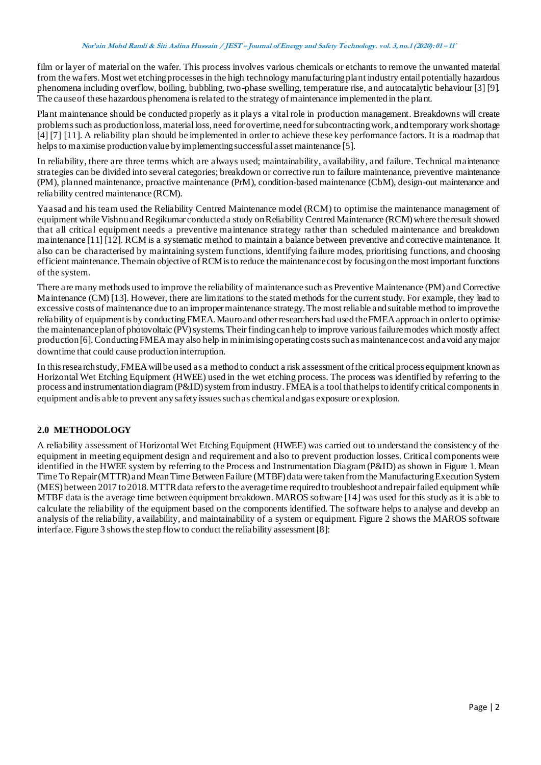film or layer of material on the wafer. This process involves various chemicals or etchants to remove the unwanted material from the wafers. Most wet etching processes in the high technology manufacturing plant industry entail potentially hazardous phenomena including overflow, boiling, bubbling, two-phase swelling, temperature rise, and autocatalytic behaviour [3] [9]. The cause of these hazardous phenomena is related to the strategy of maintenance implemented in the plant.

Plant maintenance should be conducted properly as it plays a vital role in production management. Breakdowns will create problems such as production loss, material loss, need for overtime, need for subcontracting work, and temporary work shortage [4] [7] [11]. A reliability plan should be implemented in order to achieve these key performance factors. It is a roadmap that helps to maximise production value by implementing successful asset maintenance [5].

In reliability, there are three terms which are always used; maintainability, availability, and failure. Technical maintenance strategies can be divided into several categories; breakdown or corrective run to failure maintenance, preventive maintenance (PM), planned maintenance, proactive maintenance (PrM), condition-based maintenance (CbM), design-out maintenance and reliability centred maintenance (RCM).

Yaasad and his team used the Reliability Centred Maintenance model (RCM) to optimise the maintenance management of equipment while Vishnu and Regikumar conducted a study on Reliability Centred Maintenance (RCM) where the result showed that all critical equipment needs a preventive maintenance strategy rather than scheduled maintenance and breakdown maintenance [11] [12]. RCM is a systematic method to maintain a balance between preventive and corrective maintenance. It also can be characterised by maintaining system functions, identifying failure modes, prioritising functions, and choosing efficient maintenance. The main objective of RCM is to reduce the maintenance cost by focusing on the most important functions of the system.

There are many methods used to improve the reliability of maintenance such as Preventive Maintenance (PM) and Corrective Maintenance (CM) [13]. However, there are limitations to the stated methods for the current study. For example, they lead to excessive costs of maintenance due to an improper maintenance strategy. The most reliable and suitable method to improve the reliability of equipment is by conducting FMEA. Mauro and other researchers had used the FMEA approach in order to optimise the maintenance plan of photovoltaic (PV) systems. Their finding can help to improve various failure modes which mostly affect production [6]. Conducting FMEA may also help in minimising operating costs such as maintenance cost and avoid any major downtime that could cause production interruption.

In this research study, FMEA will be used as a method to conduct a risk assessment of the critical process equipment known as Horizontal Wet Etching Equipment (HWEE) used in the wet etching process. The process was identified by referring to the process and instrumentation diagram (P&ID) system from industry. FMEA is a tool that helps to identify critical components in equipment and is able to prevent any safety issues such as chemical and gas exposure or explosion.

## 2.0 METHODOLOGY

A reliability assessment of Horizontal Wet Etching Equipment (HWEE) was carried out to understand the consistency of the equipment in meeting equipment design and requirement and also to prevent production losses. Critical components were identified in the HWEE system by referring to the Process and Instrumentation Diagram (P&ID) as shown in Figure 1. Mean Time To Repair (MTTR) and Mean Time Between Failure (MTBF) data were taken from the Manufacturing Execution System (MES) between 2017 to 2018. MTTR data refers to the average time required to troubleshoot and repair failed equipment while MTBF data is the average time between equipment breakdown. MAROS software [14] was used for this study as it is able to calculate the reliability of the equipment based on the components identified. The software helps to analyse and develop an analysis of the reliability, availability, and maintainability of a system or equipment. Figure 2 shows the MAROS software interface. Figure 3 shows the step flow to conduct the reliability assessment [8]: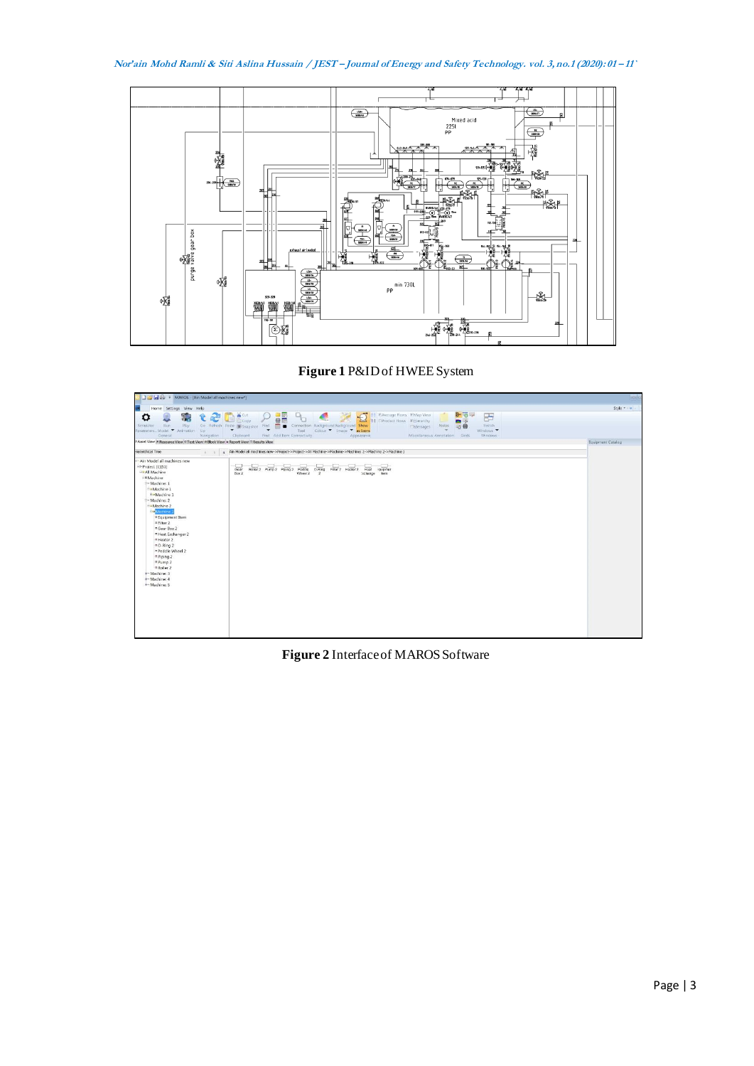**Figure 1** P&ID of HWEE System

**Figure 2** Interface of MAROS Software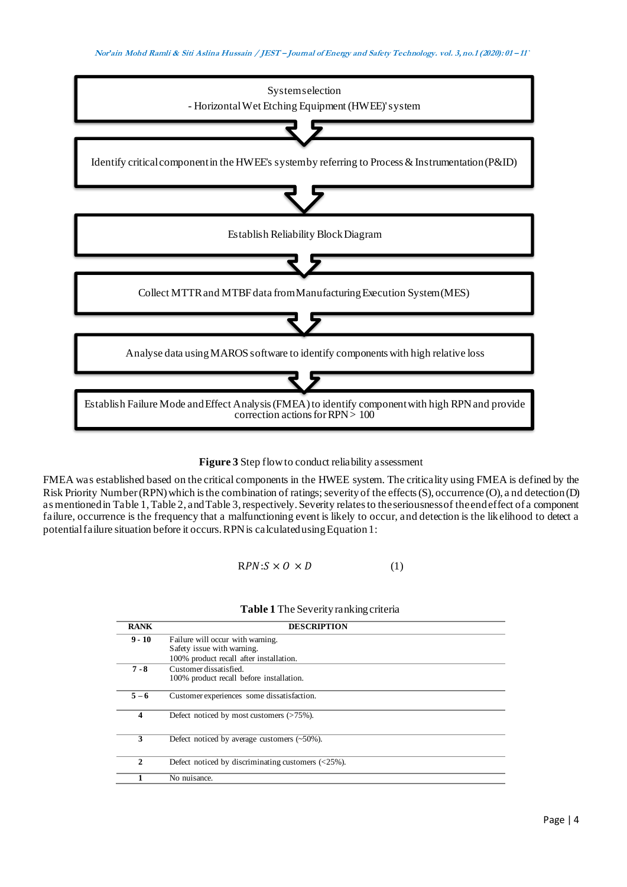System selection
- Horizontal Wet Etching Equipment (HWEE)' system

Identify critical component in the HWEE's system by referring to Process & Instrumentation (P&ID)

Establish Reliability Block Diagram

Collect MTTR and MTBF data from Manufacturing Execution System (MES)

Analyse data using MAROS software to identify components with high relative loss

Establish Failure Mode and Effect Analysis (FMEA) to identify component with high RPN and provide correction actions for RPN > 100

**Figure 3** Step flow to conduct reliability assessment

FMEA was established based on the critical components in the HWEE system. The criticality using FMEA is defined by the Risk Priority Number (RPN) which is the combination of ratings; severity of the effects (S), occurrence (O), and detection (D) as mentioned in Table 1, Table 2, and Table 3, respectively. Severity relates to the seriousness of the end effect of a component failure, occurrence is the frequency that a malfunctioning event is likely to occur, and detection is the likelihood to detect a potential failure situation before it occurs. RPN is calculated using Equation 1:

$$RPN: S \times O \times D \qquad (1)$$

**Table 1** The Severity ranking criteria

| RANK | DESCRIPTION |
|---|---|
| 9 - 10 | Failure will occur with warning.<br>Safety issue with warning.<br>100% product recall after installation. |
| 7 - 8 | Customer dissatisfied.<br>100% product recall before installation. |
| 5 – 6 | Customer experiences some dissatisfaction. |
| 4 | Defect noticed by most customers (>75%). |
| 3 | Defect noticed by average customers (~50%). |
| 2 | Defect noticed by discriminating customers (<25%). |
| 1 | No nuisance. |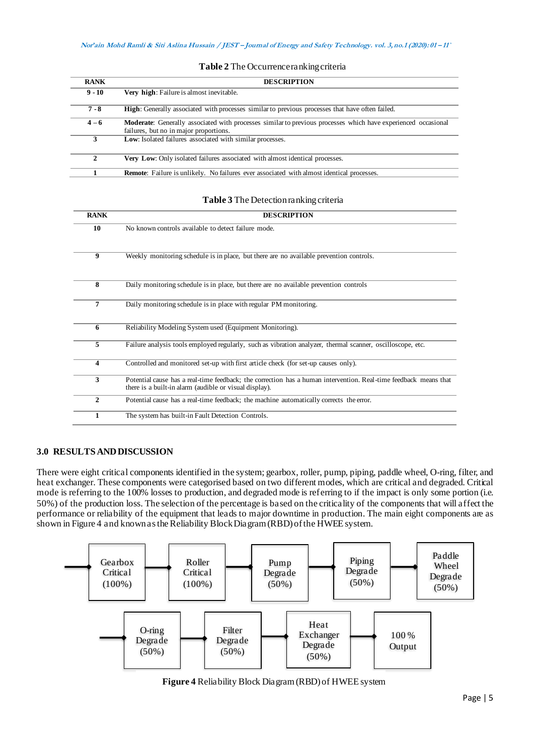**Table 2** The Occurrence ranking criteria

| RANK | DESCRIPTION |
|---|---|
| 9 - 10 | **Very high**: Failure is almost inevitable. |
| 7 - 8 | **High**: Generally associated with processes similar to previous processes that have often failed. |
| 4 – 6 | **Moderate**: Generally associated with processes similar to previous processes which have experienced occasional failures, but no in major proportions. |
| 3 | **Low**: Isolated failures associated with similar processes. |
| 2 | **Very Low**: Only isolated failures associated with almost identical processes. |
| 1 | **Remote**: Failure is unlikely. No failures ever associated with almost identical processes. |

**Table 3** The Detection ranking criteria

| RANK | DESCRIPTION |
|---|---|
| 10 | No known controls available to detect failure mode. |
| 9 | Weekly monitoring schedule is in place, but there are no available prevention controls. |
| 8 | Daily monitoring schedule is in place, but there are no available prevention controls |
| 7 | Daily monitoring schedule is in place with regular PM monitoring. |
| 6 | Reliability Modeling System used (Equipment Monitoring). |
| 5 | Failure analysis tools employed regularly, such as vibration analyzer, thermal scanner, oscilloscope, etc. |
| 4 | Controlled and monitored set-up with first article check (for set-up causes only). |
| 3 | Potential cause has a real-time feedback; the correction has a human intervention. Real-time feedback means that there is a built-in alarm (audible or visual display). |
| 2 | Potential cause has a real-time feedback; the machine automatically corrects the error. |
| 1 | The system has built-in Fault Detection Controls. |

## 3.0 RESULTS AND DISCUSSION

There were eight critical components identified in the system; gearbox, roller, pump, piping, paddle wheel, O-ring, filter, and heat exchanger. These components were categorised based on two different modes, which are critical and degraded. Critical mode is referring to the 100% losses to production, and degraded mode is referring to if the impact is only some portion (i.e. 50%) of the production loss. The selection of the percentage is based on the criticality of the components that will affect the performance or reliability of the equipment that leads to major downtime in production. The main eight components are as shown in Figure 4 and known as the Reliability Block Diagram (RBD) of the HWEE system.

Gearbox Critical (100%) → Roller Critical (100%) → Pump Degrade (50%) → Piping Degrade (50%) → Paddle Wheel Degrade (50%) → O-ring Degrade (50%) → Filter Degrade (50%) → Heat Exchanger Degrade (50%) → 100 % Output

**Figure 4** Reliability Block Diagram (RBD) of HWEE system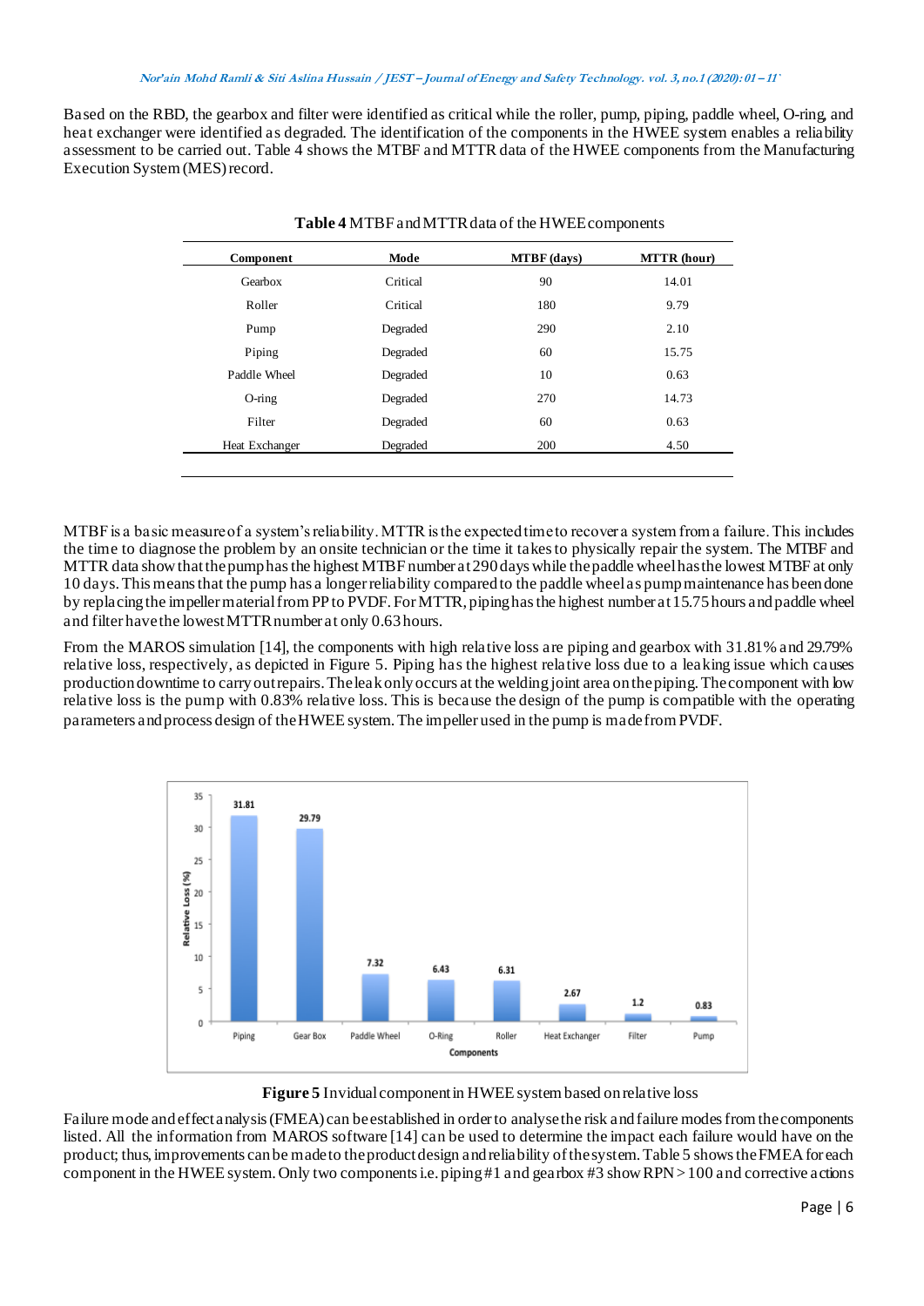Based on the RBD, the gearbox and filter were identified as critical while the roller, pump, piping, paddle wheel, O-ring, and heat exchanger were identified as degraded. The identification of the components in the HWEE system enables a reliability assessment to be carried out. Table 4 shows the MTBF and MTTR data of the HWEE components from the Manufacturing Execution System (MES) record.

**Table 4** MTBF and MTTR data of the HWEE components

| Component | Mode | MTBF (days) | MTTR (hour) |
|---|---|---|---|
| Gearbox | Critical | 90 | 14.01 |
| Roller | Critical | 180 | 9.79 |
| Pump | Degraded | 290 | 2.10 |
| Piping | Degraded | 60 | 15.75 |
| Paddle Wheel | Degraded | 10 | 0.63 |
| O-ring | Degraded | 270 | 14.73 |
| Filter | Degraded | 60 | 0.63 |
| Heat Exchanger | Degraded | 200 | 4.50 |

MTBF is a basic measure of a system's reliability. MTTR is the expected time to recover a system from a failure. This includes the time to diagnose the problem by an onsite technician or the time it takes to physically repair the system. The MTBF and MTTR data show that the pump has the highest MTBF number at 290 days while the paddle wheel has the lowest MTBF at only 10 days. This means that the pump has a longer reliability compared to the paddle wheel as pump maintenance has been done by replacing the impeller material from PP to PVDF. For MTTR, piping has the highest number at 15.75 hours and paddle wheel and filter have the lowest MTTR number at only 0.63 hours.

From the MAROS simulation [14], the components with high relative loss are piping and gearbox with 31.81% and 29.79% relative loss, respectively, as depicted in Figure 5. Piping has the highest relative loss due to a leaking issue which causes production downtime to carry out repairs. The leak only occurs at the welding joint area on the piping. The component with low relative loss is the pump with 0.83% relative loss. This is because the design of the pump is compatible with the operating parameters and process design of the HWEE system. The impeller used in the pump is made from PVDF.

**Figure 5** Invidual component in HWEE system based on relative loss

Failure mode and effect analysis (FMEA) can be established in order to analyse the risk and failure modes from the components listed. All the information from MAROS software [14] can be used to determine the impact each failure would have on the product; thus, improvements can be made to the product design and reliability of the system. Table 5 shows the FMEA for each component in the HWEE system. Only two components i.e. piping #1 and gearbox #3 show RPN > 100 and corrective actions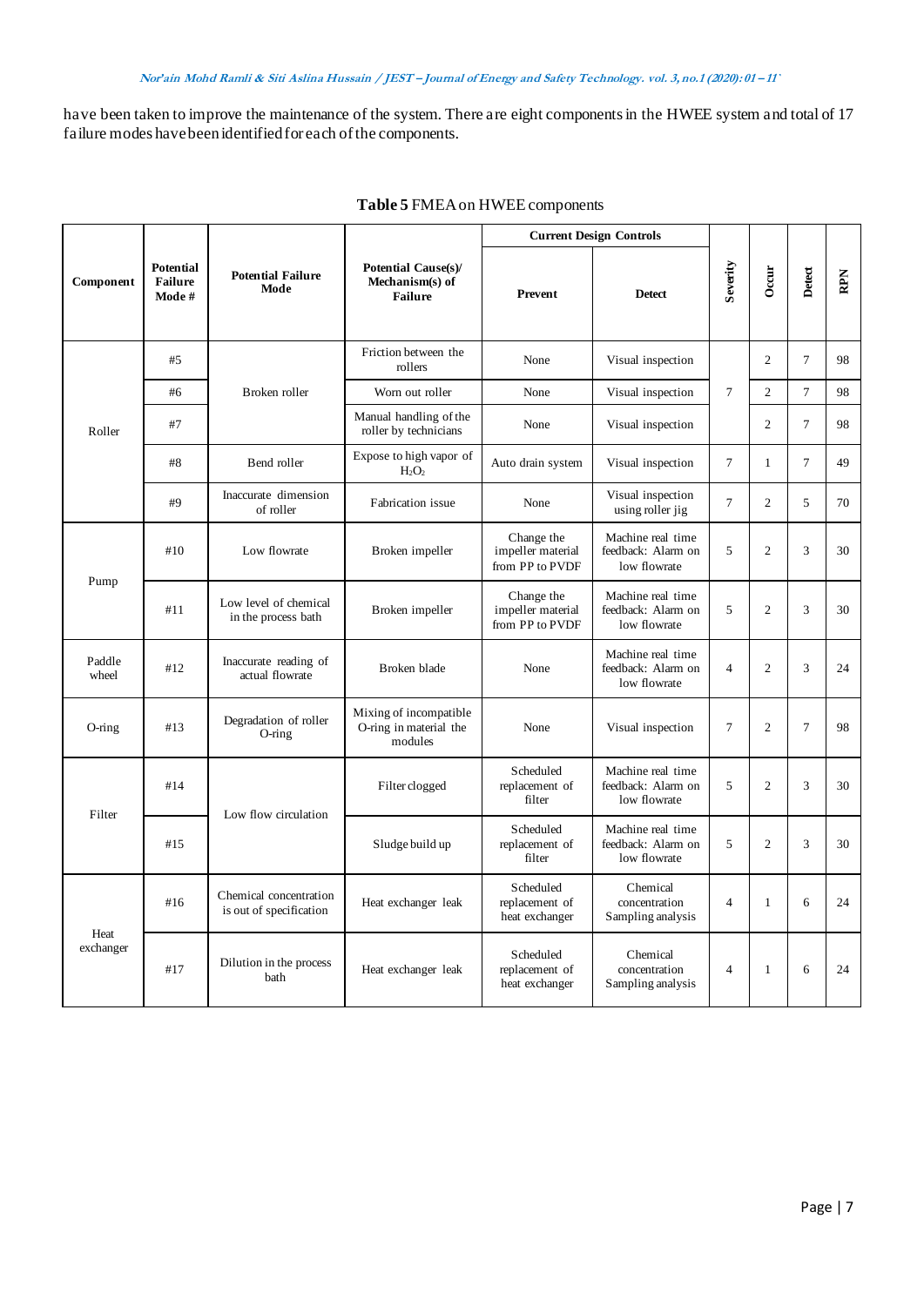have been taken to improve the maintenance of the system. There are eight components in the HWEE system and total of 17 failure modes have been identified for each of the components.

**Table 5** FMEA on HWEE components

| Component | Potential Failure Mode # | Potential Failure Mode | Potential Cause(s)/ Mechanism(s) of Failure | Current Design Controls | | Severity | Occur | Detect | RPN |
|---|---|---|---|---|---|---|---|---|---|
| | | | | Prevent | Detect | | | | |
| Roller | #5 | Broken roller | Friction between the rollers | None | Visual inspection | 7 | 2 | 7 | 98 |
| | #6 | | Worn out roller | None | Visual inspection | | 2 | 7 | 98 |
| | #7 | | Manual handling of the roller by technicians | None | Visual inspection | | 2 | 7 | 98 |
| | #8 | Bend roller | Expose to high vapor of $H_2O_2$ | Auto drain system | Visual inspection | 7 | 1 | 7 | 49 |
| | #9 | Inaccurate dimension of roller | Fabrication issue | None | Visual inspection using roller jig | 7 | 2 | 5 | 70 |
| Pump | #10 | Low flowrate | Broken impeller | Change the impeller material from PP to PVDF | Machine real time feedback: Alarm on low flowrate | 5 | 2 | 3 | 30 |
| | #11 | Low level of chemical in the process bath | Broken impeller | Change the impeller material from PP to PVDF | Machine real time feedback: Alarm on low flowrate | 5 | 2 | 3 | 30 |
| Paddle wheel | #12 | Inaccurate reading of actual flowrate | Broken blade | None | Machine real time feedback: Alarm on low flowrate | 4 | 2 | 3 | 24 |
| O-ring | #13 | Degradation of roller O-ring | Mixing of incompatible O-ring in material the modules | None | Visual inspection | 7 | 2 | 7 | 98 |
| Filter | #14 | Low flow circulation | Filter clogged | Scheduled replacement of filter | Machine real time feedback: Alarm on low flowrate | 5 | 2 | 3 | 30 |
| | #15 | | Sludge build up | Scheduled replacement of filter | Machine real time feedback: Alarm on low flowrate | 5 | 2 | 3 | 30 |
| Heat exchanger | #16 | Chemical concentration is out of specification | Heat exchanger leak | Scheduled replacement of heat exchanger | Chemical concentration Sampling analysis | 4 | 1 | 6 | 24 |
| | #17 | Dilution in the process bath | Heat exchanger leak | Scheduled replacement of heat exchanger | Chemical concentration Sampling analysis | 4 | 1 | 6 | 24 |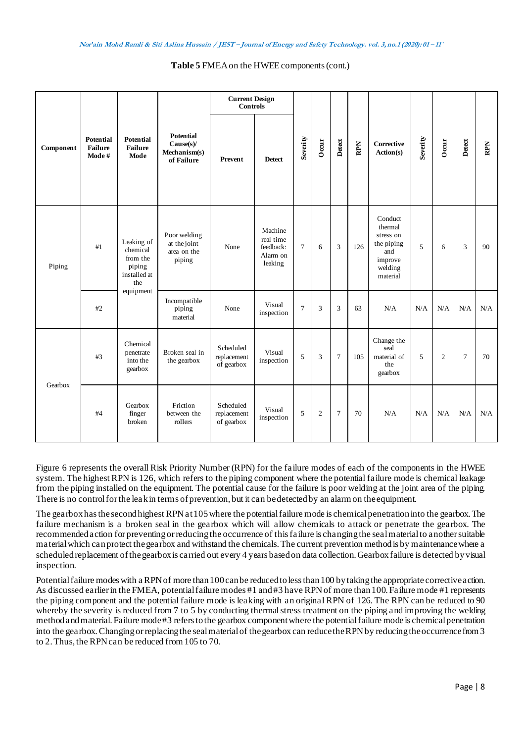**Table 5** FMEA on the HWEE components (cont.)

| Component | Potential Failure Mode # | Potential Failure Mode | Potential Cause(s)/ Mechanism(s) of Failure | Current Design Controls | | Severity | Occur | Detect | RPN | Corrective Action(s) | Severity | Occur | Detect | RPN |
|---|---|---|---|---|---|---|---|---|---|---|---|---|---|---|
| | | | | Prevent | Detect | | | | | | | | | |
| Piping | #1 | Leaking of chemical from the piping installed at the equipment | Poor welding at the joint area on the piping | None | Machine real time feedback: Alarm on leaking | 7 | 6 | 3 | 126 | Conduct thermal stress on the piping and improve welding material | 5 | 6 | 3 | 90 |
| | #2 | | Incompatible piping material | None | Visual inspection | 7 | 3 | 3 | 63 | N/A | N/A | N/A | N/A | N/A |
| Gearbox | #3 | Chemical penetrate into the gearbox | Broken seal in the gearbox | Scheduled replacement of gearbox | Visual inspection | 5 | 3 | 7 | 105 | Change the seal material of the gearbox | 5 | 2 | 7 | 70 |
| | #4 | Gearbox finger broken | Friction between the rollers | Scheduled replacement of gearbox | Visual inspection | 5 | 2 | 7 | 70 | N/A | N/A | N/A | N/A | N/A |

Figure 6 represents the overall Risk Priority Number (RPN) for the failure modes of each of the components in the HWEE system. The highest RPN is 126, which refers to the piping component where the potential failure mode is chemical leakage from the piping installed on the equipment. The potential cause for the failure is poor welding at the joint area of the piping. There is no control for the leak in terms of prevention, but it can be detected by an alarm on the equipment.

The gearbox has the second highest RPN at 105 where the potential failure mode is chemical penetration into the gearbox. The failure mechanism is a broken seal in the gearbox which will allow chemicals to attack or penetrate the gearbox. The recommended action for preventing or reducing the occurrence of this failure is changing the seal material to another suitable material which can protect the gearbox and withstand the chemicals. The current prevention method is by maintenance where a scheduled replacement of the gearbox is carried out every 4 years based on data collection. Gearbox failure is detected by visual inspection.

Potential failure modes with a RPN of more than 100 can be reduced to less than 100 by taking the appropriate corrective action. As discussed earlier in the FMEA, potential failure modes #1 and #3 have RPN of more than 100. Failure mode #1 represents the piping component and the potential failure mode is leaking with an original RPN of 126. The RPN can be reduced to 90 whereby the severity is reduced from 7 to 5 by conducting thermal stress treatment on the piping and improving the welding method and material. Failure mode #3 refers to the gearbox component where the potential failure mode is chemical penetration into the gearbox. Changing or replacing the seal material of the gearbox can reduce the RPN by reducing the occurrence from 3 to 2. Thus, the RPN can be reduced from 105 to 70.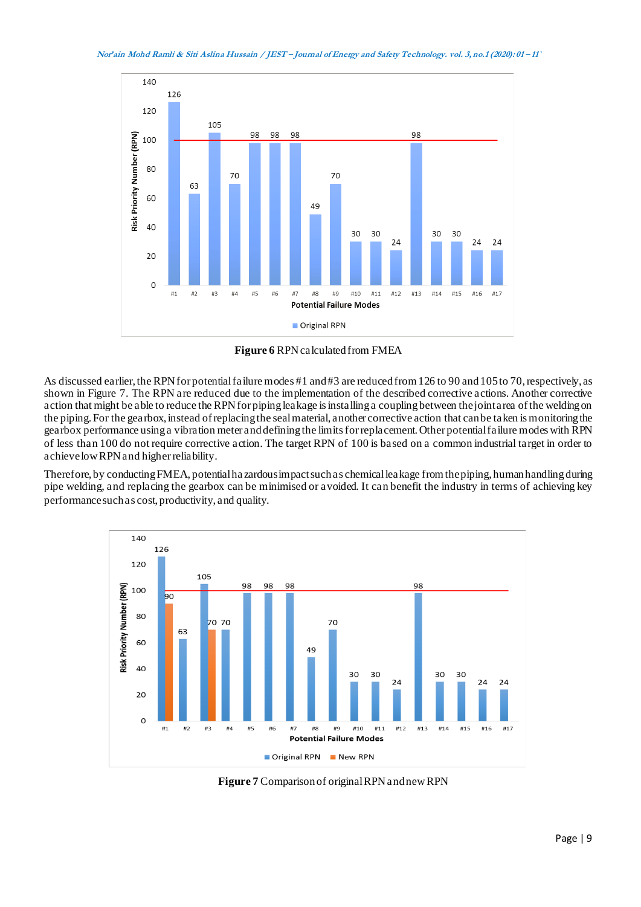**Figure 6** RPN calculated from FMEA

As discussed earlier, the RPN for potential failure modes #1 and #3 are reduced from 126 to 90 and 105 to 70, respectively, as shown in Figure 7. The RPN are reduced due to the implementation of the described corrective actions. Another corrective action that might be able to reduce the RPN for piping leakage is installing a coupling between the joint area of the welding on the piping. For the gearbox, instead of replacing the seal material, another corrective action that can be taken is monitoring the gearbox performance using a vibration meter and defining the limits for replacement. Other potential failure modes with RPN of less than 100 do not require corrective action. The target RPN of 100 is based on a common industrial target in order to achieve low RPN and higher reliability.

Therefore, by conducting FMEA, potential hazardous impact such as chemical leakage from the piping, human handling during pipe welding, and replacing the gearbox can be minimised or avoided. It can benefit the industry in terms of achieving key performance such as cost, productivity, and quality.

**Figure 7** Comparison of original RPN and new RPN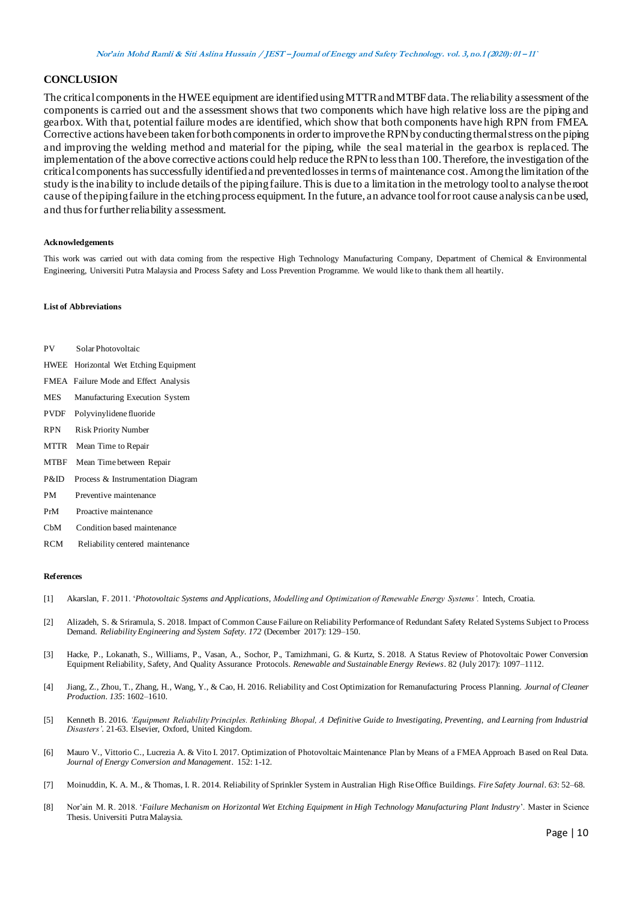## CONCLUSION

The critical components in the HWEE equipment are identified using MTTR and MTBF data. The reliability assessment of the components is carried out and the assessment shows that two components which have high relative loss are the piping and gearbox. With that, potential failure modes are identified, which show that both components have high RPN from FMEA. Corrective actions have been taken for both components in order to improve the RPN by conducting thermal stress on the piping and improving the welding method and material for the piping, while the seal material in the gearbox is replaced. The implementation of the above corrective actions could help reduce the RPN to less than 100. Therefore, the investigation of the critical components has successfully identified and prevented losses in terms of maintenance cost. Among the limitation of the study is the inability to include details of the piping failure. This is due to a limitation in the metrology tool to analyse the root cause of the piping failure in the etching process equipment. In the future, an advance tool for root cause analysis can be used, and thus for further reliability assessment.

#### Acknowledgements

This work was carried out with data coming from the respective High Technology Manufacturing Company, Department of Chemical & Environmental Engineering, Universiti Putra Malaysia and Process Safety and Loss Prevention Programme. We would like to thank them all heartily.

#### List of Abbreviations

PV Solar Photovoltaic

HWEE Horizontal Wet Etching Equipment

FMEA Failure Mode and Effect Analysis

MES Manufacturing Execution System

PVDF Polyvinylidene fluoride

RPN Risk Priority Number

MTTR Mean Time to Repair

MTBF Mean Time between Repair

P&ID Process & Instrumentation Diagram

PM Preventive maintenance

PrM Proactive maintenance

CbM Condition based maintenance

RCM Reliability centered maintenance

#### References

[1] Akarslan, F. 2011. '*Photovoltaic Systems and Applications, Modelling and Optimization of Renewable Energy Systems'.* Intech, Croatia.

[2] Alizadeh, S. & Sriramula, S. 2018. Impact of Common Cause Failure on Reliability Performance of Redundant Safety Related Systems Subject to Process Demand. *Reliability Engineering and System Safety*. *172* (December 2017): 129–150.

[3] Hacke, P., Lokanath, S., Williams, P., Vasan, A., Sochor, P., Tamizhmani, G. & Kurtz, S. 2018. A Status Review of Photovoltaic Power Conversion Equipment Reliability, Safety, And Quality Assurance Protocols. *Renewable and Sustainable Energy Reviews*. 82 (July 2017): 1097–1112.

[4] Jiang, Z., Zhou, T., Zhang, H., Wang, Y., & Cao, H. 2016. Reliability and Cost Optimization for Remanufacturing Process Planning. *Journal of Cleaner Production*. *135*: 1602–1610.

[5] Kenneth B. 2016. *'Equipment Reliability Principles. Rethinking Bhopal, A Definitive Guide to Investigating, Preventing, and Learning from Industrial Disasters'.* 21-63. Elsevier, Oxford, United Kingdom.

[6] Mauro V., Vittorio C., Lucrezia A. & Vito I. 2017. Optimization of Photovoltaic Maintenance Plan by Means of a FMEA Approach Based on Real Data. *Journal of Energy Conversion and Management*. 152: 1-12.

[7] Moinuddin, K. A. M., & Thomas, I. R. 2014. Reliability of Sprinkler System in Australian High Rise Office Buildings. *Fire Safety Journal*. *63*: 52–68.

[8] Nor'ain M. R. 2018. '*Failure Mechanism on Horizontal Wet Etching Equipment in High Technology Manufacturing Plant Industry*'. Master in Science Thesis. Universiti Putra Malaysia.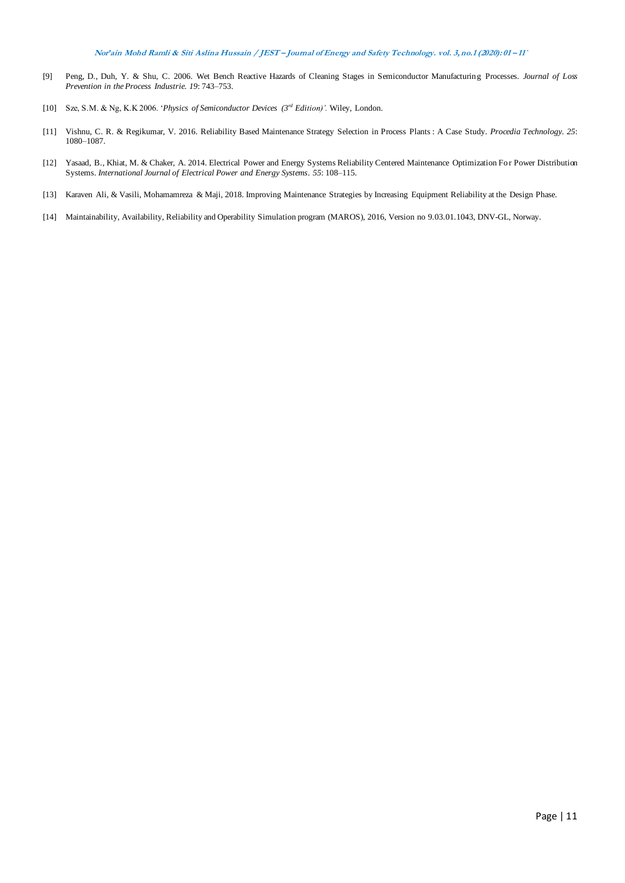[9] Peng, D., Duh, Y. & Shu, C. 2006. Wet Bench Reactive Hazards of Cleaning Stages in Semiconductor Manufacturing Processes. *Journal of Loss Prevention in the Process Industrie. 19*: 743–753.

[10] Sze, S.M. & Ng, K.K 2006. '*Physics of Semiconductor Devices (3rd Edition)'.* Wiley, London.

[11] Vishnu, C. R. & Regikumar, V. 2016. Reliability Based Maintenance Strategy Selection in Process Plants : A Case Study. *Procedia Technology. 25*: 1080–1087.

[12] Yasaad, B., Khiat, M. & Chaker, A. 2014. Electrical Power and Energy Systems Reliability Centered Maintenance Optimization For Power Distribution Systems. *International Journal of Electrical Power and Energy Systems. 55*: 108–115.

[13] Karaven Ali, & Vasili, Mohamamreza & Maji, 2018. Improving Maintenance Strategies by Increasing Equipment Reliability at the Design Phase.

[14] Maintainability, Availability, Reliability and Operability Simulation program (MAROS), 2016, Version no 9.03.01.1043, DNV-GL, Norway.